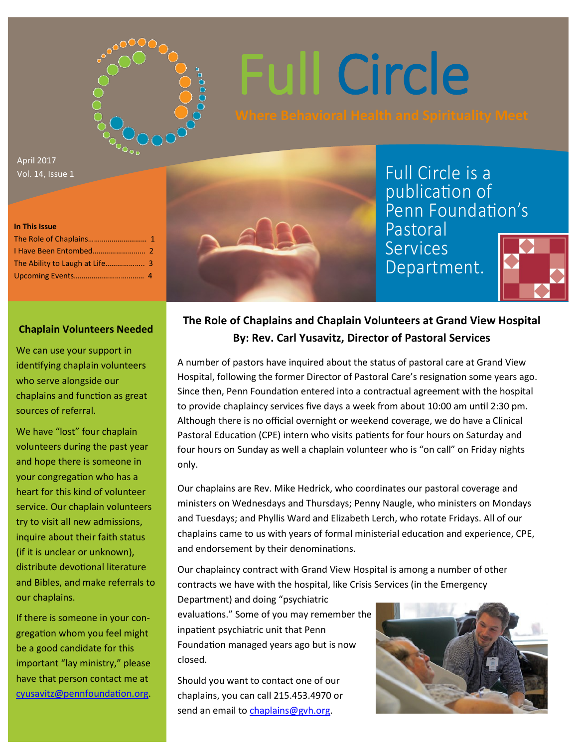# Full Circle

**Where Behavioral Health and Spirituality Meet**

April 2017
Vol. 14, Issue 1

Full Circle is a publication of Penn Foundation's Pastoral Services Department.

**In This Issue**

- The Role of Chaplains.............................. 1
- I Have Been Entombed........................... 2
- The Ability to Laugh at Life.................... 3
- Upcoming Events................................... 4

## The Role of Chaplains and Chaplain Volunteers at Grand View Hospital

**By: Rev. Carl Yusavitz, Director of Pastoral Services**

A number of pastors have inquired about the status of pastoral care at Grand View Hospital, following the former Director of Pastoral Care's resignation some years ago. Since then, Penn Foundation entered into a contractual agreement with the hospital to provide chaplaincy services five days a week from about 10:00 am until 2:30 pm. Although there is no official overnight or weekend coverage, we do have a Clinical Pastoral Education (CPE) intern who visits patients for four hours on Saturday and four hours on Sunday as well a chaplain volunteer who is "on call" on Friday nights only.

Our chaplains are Rev. Mike Hedrick, who coordinates our pastoral coverage and ministers on Wednesdays and Thursdays; Penny Naugle, who ministers on Mondays and Tuesdays; and Phyllis Ward and Elizabeth Lerch, who rotate Fridays. All of our chaplains came to us with years of formal ministerial education and experience, CPE, and endorsement by their denominations.

Our chaplaincy contract with Grand View Hospital is among a number of other contracts we have with the hospital, like Crisis Services (in the Emergency Department) and doing "psychiatric evaluations." Some of you may remember the inpatient psychiatric unit that Penn Foundation managed years ago but is now closed.

Should you want to contact one of our chaplains, you can call 215.453.4970 or send an email to chaplains@gvh.org.

### Chaplain Volunteers Needed

We can use your support in identifying chaplain volunteers who serve alongside our chaplains and function as great sources of referral.

We have "lost" four chaplain volunteers during the past year and hope there is someone in your congregation who has a heart for this kind of volunteer service. Our chaplain volunteers try to visit all new admissions, inquire about their faith status (if it is unclear or unknown), distribute devotional literature and Bibles, and make referrals to our chaplains.

If there is someone in your congregation whom you feel might be a good candidate for this important "lay ministry," please have that person contact me at cyusavitz@pennfoundation.org.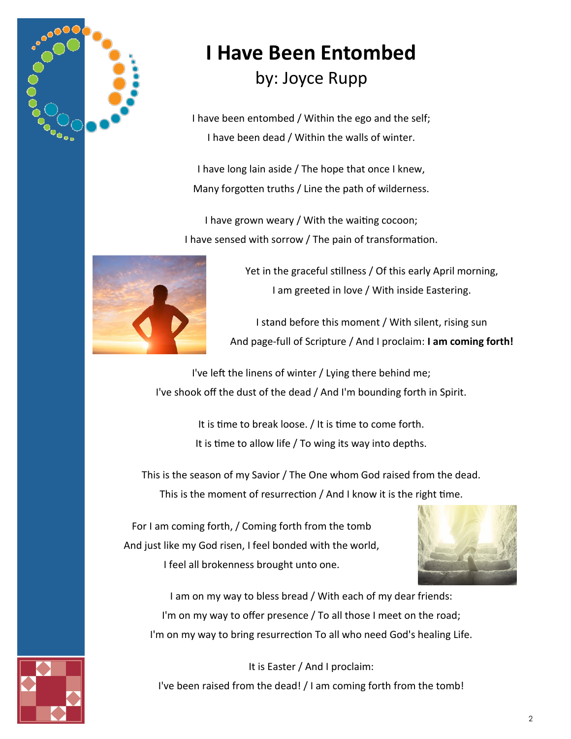# I Have Been Entombed

by: Joyce Rupp

I have been entombed / Within the ego and the self;
I have been dead / Within the walls of winter.

I have long lain aside / The hope that once I knew,
Many forgotten truths / Line the path of wilderness.

I have grown weary / With the waiting cocoon;
I have sensed with sorrow / The pain of transformation.

Yet in the graceful stillness / Of this early April morning,
I am greeted in love / With inside Eastering.

I stand before this moment / With silent, rising sun
And page-full of Scripture / And I proclaim: **I am coming forth!**

I've left the linens of winter / Lying there behind me;
I've shook off the dust of the dead / And I'm bounding forth in Spirit.

It is time to break loose. / It is time to come forth.
It is time to allow life / To wing its way into depths.

This is the season of my Savior / The One whom God raised from the dead.
This is the moment of resurrection / And I know it is the right time.

For I am coming forth, / Coming forth from the tomb
And just like my God risen, I feel bonded with the world,
I feel all brokenness brought unto one.

I am on my way to bless bread / With each of my dear friends:
I'm on my way to offer presence / To all those I meet on the road;
I'm on my way to bring resurrection To all who need God's healing Life.

It is Easter / And I proclaim:
I've been raised from the dead! / I am coming forth from the tomb!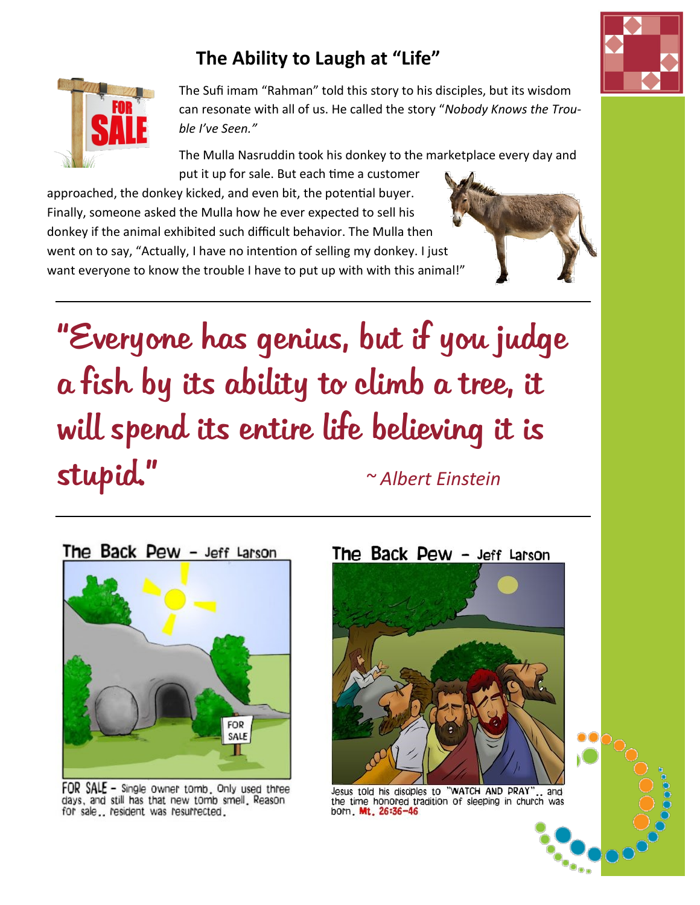## The Ability to Laugh at "Life"

The Sufi imam "Rahman" told this story to his disciples, but its wisdom can resonate with all of us. He called the story "*Nobody Knows the Trouble I've Seen.*"

The Mulla Nasruddin took his donkey to the marketplace every day and put it up for sale. But each time a customer approached, the donkey kicked, and even bit, the potential buyer. Finally, someone asked the Mulla how he ever expected to sell his donkey if the animal exhibited such difficult behavior. The Mulla then went on to say, "Actually, I have no intention of selling my donkey. I just want everyone to know the trouble I have to put up with with this animal!"

---

"Everyone has genius, but if you judge a fish by its ability to climb a tree, it will spend its entire life believing it is stupid." *~ Albert Einstein*

---

The Back Pew – Jeff Larson

FOR SALE – Single owner tomb. Only used three days, and still has that new tomb smell. Reason for sale.. resident was resurrected.

The Back Pew – Jeff Larson

Jesus told his disciples to "WATCH AND PRAY".. and the time honored tradition of sleeping in church was born. **Mt. 26:36-46**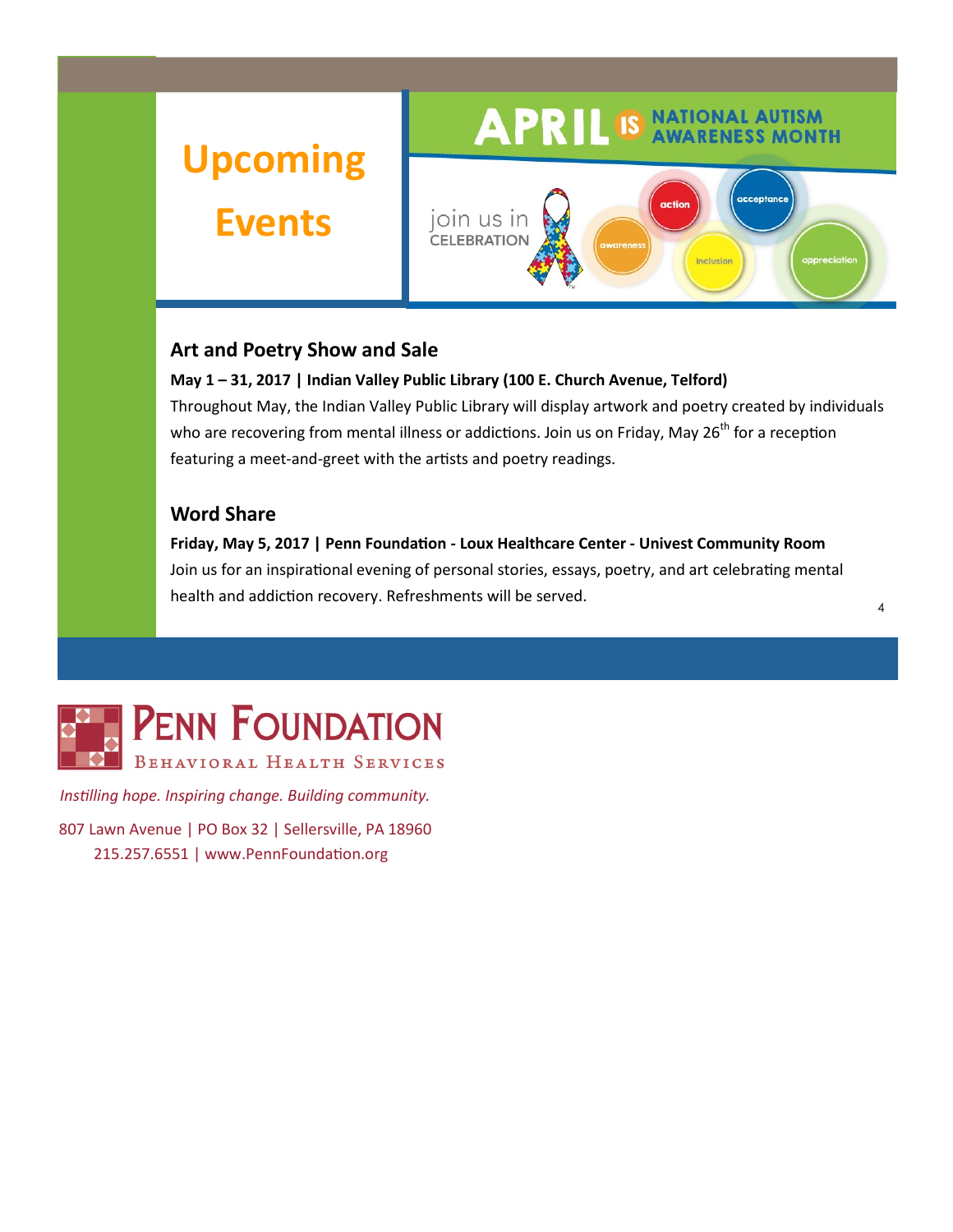# Upcoming Events

APRIL IS NATIONAL AUTISM AWARENESS MONTH

join us in CELEBRATION

awareness action inclusion acceptance appreciation

## Art and Poetry Show and Sale

**May 1 – 31, 2017 | Indian Valley Public Library (100 E. Church Avenue, Telford)**

Throughout May, the Indian Valley Public Library will display artwork and poetry created by individuals who are recovering from mental illness or addictions. Join us on Friday, May 26th for a reception featuring a meet-and-greet with the artists and poetry readings.

## Word Share

**Friday, May 5, 2017 | Penn Foundation - Loux Healthcare Center - Univest Community Room**

Join us for an inspirational evening of personal stories, essays, poetry, and art celebrating mental health and addiction recovery. Refreshments will be served.

PENN FOUNDATION

BEHAVIORAL HEALTH SERVICES

*Instilling hope. Inspiring change. Building community.*

807 Lawn Avenue | PO Box 32 | Sellersville, PA 18960
215.257.6551 | www.PennFoundation.org